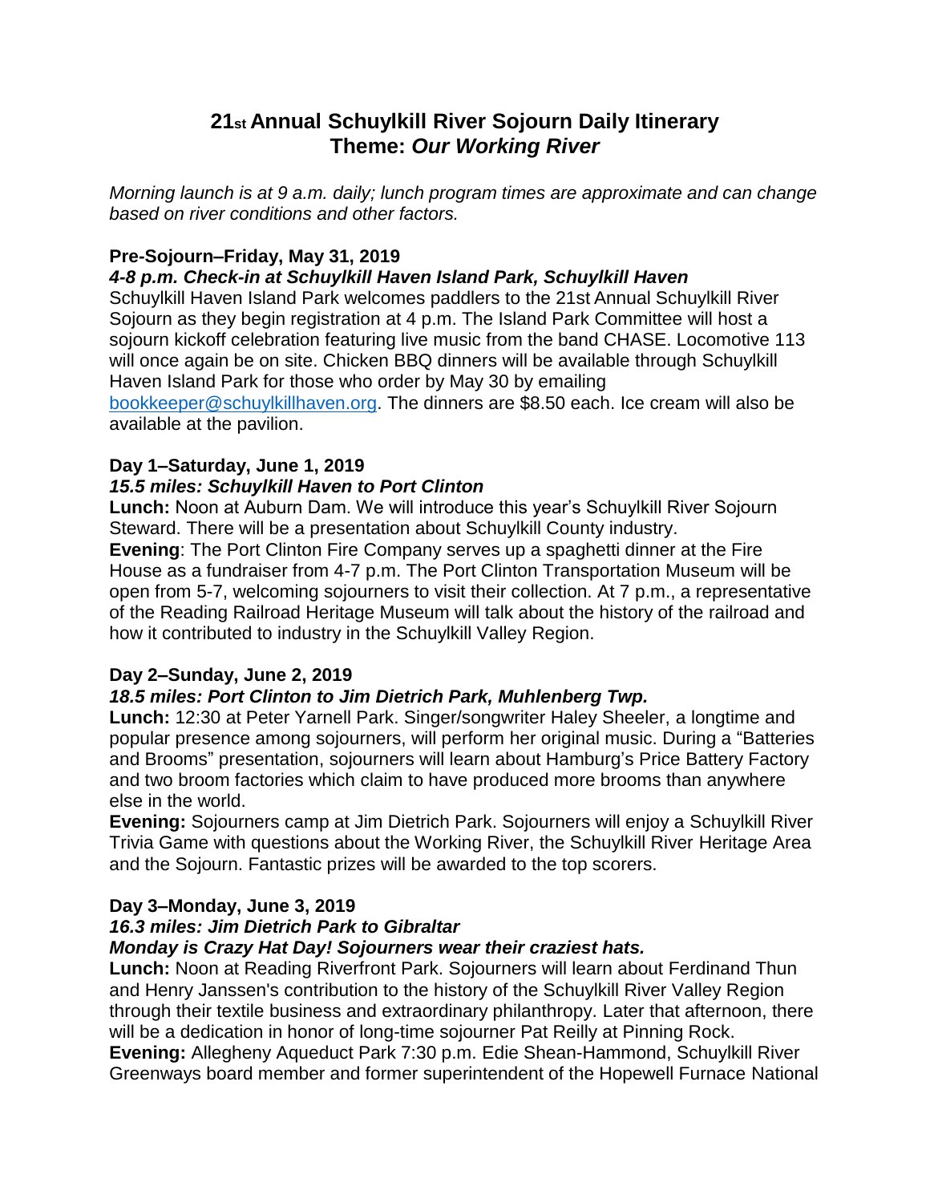# 21st Annual Schuylkill River Sojourn Daily Itinerary
# Theme: *Our Working River*

*Morning launch is at 9 a.m. daily; lunch program times are approximate and can change based on river conditions and other factors.*

### Pre-Sojourn–Friday, May 31, 2019

***4-8 p.m. Check-in at Schuylkill Haven Island Park, Schuylkill Haven***

Schuylkill Haven Island Park welcomes paddlers to the 21st Annual Schuylkill River Sojourn as they begin registration at 4 p.m. The Island Park Committee will host a sojourn kickoff celebration featuring live music from the band CHASE. Locomotive 113 will once again be on site. Chicken BBQ dinners will be available through Schuylkill Haven Island Park for those who order by May 30 by emailing bookkeeper@schuylkillhaven.org. The dinners are $8.50 each. Ice cream will also be available at the pavilion.

### Day 1–Saturday, June 1, 2019

***15.5 miles: Schuylkill Haven to Port Clinton***

**Lunch:** Noon at Auburn Dam. We will introduce this year's Schuylkill River Sojourn Steward. There will be a presentation about Schuylkill County industry.

**Evening**: The Port Clinton Fire Company serves up a spaghetti dinner at the Fire House as a fundraiser from 4-7 p.m. The Port Clinton Transportation Museum will be open from 5-7, welcoming sojourners to visit their collection. At 7 p.m., a representative of the Reading Railroad Heritage Museum will talk about the history of the railroad and how it contributed to industry in the Schuylkill Valley Region.

### Day 2–Sunday, June 2, 2019

***18.5 miles: Port Clinton to Jim Dietrich Park, Muhlenberg Twp.***

**Lunch:** 12:30 at Peter Yarnell Park. Singer/songwriter Haley Sheeler, a longtime and popular presence among sojourners, will perform her original music. During a "Batteries and Brooms" presentation, sojourners will learn about Hamburg's Price Battery Factory and two broom factories which claim to have produced more brooms than anywhere else in the world.

**Evening:** Sojourners camp at Jim Dietrich Park. Sojourners will enjoy a Schuylkill River Trivia Game with questions about the Working River, the Schuylkill River Heritage Area and the Sojourn. Fantastic prizes will be awarded to the top scorers.

### Day 3–Monday, June 3, 2019

***16.3 miles: Jim Dietrich Park to Gibraltar***

***Monday is Crazy Hat Day! Sojourners wear their craziest hats.***

**Lunch:** Noon at Reading Riverfront Park. Sojourners will learn about Ferdinand Thun and Henry Janssen's contribution to the history of the Schuylkill River Valley Region through their textile business and extraordinary philanthropy. Later that afternoon, there will be a dedication in honor of long-time sojourner Pat Reilly at Pinning Rock.

**Evening:** Allegheny Aqueduct Park 7:30 p.m. Edie Shean-Hammond, Schuylkill River Greenways board member and former superintendent of the Hopewell Furnace National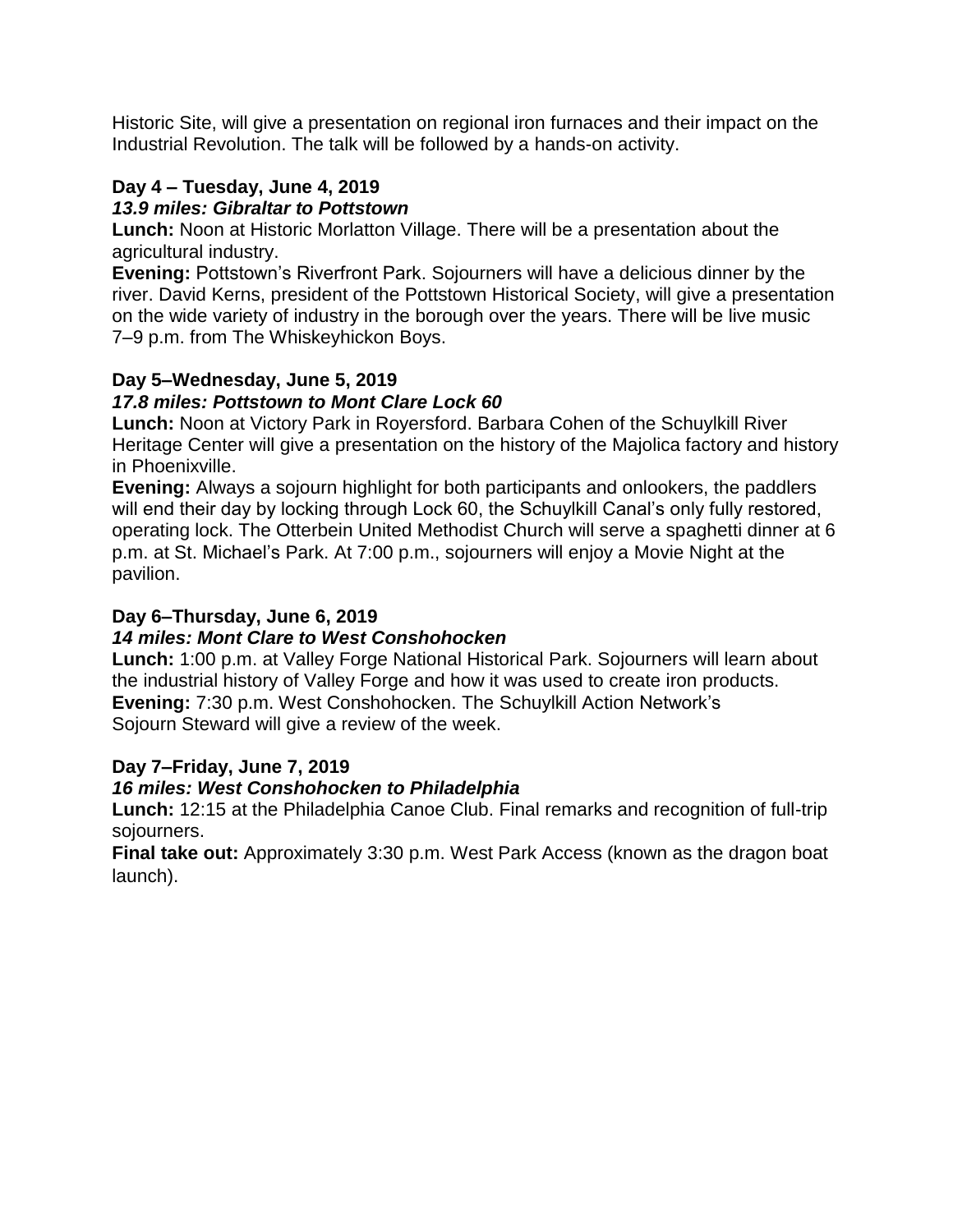Historic Site, will give a presentation on regional iron furnaces and their impact on the Industrial Revolution. The talk will be followed by a hands-on activity.

**Day 4 – Tuesday, June 4, 2019**
***13.9 miles: Gibraltar to Pottstown***
**Lunch:** Noon at Historic Morlatton Village. There will be a presentation about the agricultural industry.
**Evening:** Pottstown's Riverfront Park. Sojourners will have a delicious dinner by the river. David Kerns, president of the Pottstown Historical Society, will give a presentation on the wide variety of industry in the borough over the years. There will be live music 7–9 p.m. from The Whiskeyhickon Boys.

**Day 5–Wednesday, June 5, 2019**
***17.8 miles: Pottstown to Mont Clare Lock 60***
**Lunch:** Noon at Victory Park in Royersford. Barbara Cohen of the Schuylkill River Heritage Center will give a presentation on the history of the Majolica factory and history in Phoenixville.
**Evening:** Always a sojourn highlight for both participants and onlookers, the paddlers will end their day by locking through Lock 60, the Schuylkill Canal's only fully restored, operating lock. The Otterbein United Methodist Church will serve a spaghetti dinner at 6 p.m. at St. Michael's Park. At 7:00 p.m., sojourners will enjoy a Movie Night at the pavilion.

**Day 6–Thursday, June 6, 2019**
***14 miles: Mont Clare to West Conshohocken***
**Lunch:** 1:00 p.m. at Valley Forge National Historical Park. Sojourners will learn about the industrial history of Valley Forge and how it was used to create iron products.
**Evening:** 7:30 p.m. West Conshohocken. The Schuylkill Action Network's Sojourn Steward will give a review of the week.

**Day 7–Friday, June 7, 2019**
***16 miles: West Conshohocken to Philadelphia***
**Lunch:** 12:15 at the Philadelphia Canoe Club. Final remarks and recognition of full-trip sojourners.
**Final take out:** Approximately 3:30 p.m. West Park Access (known as the dragon boat launch).